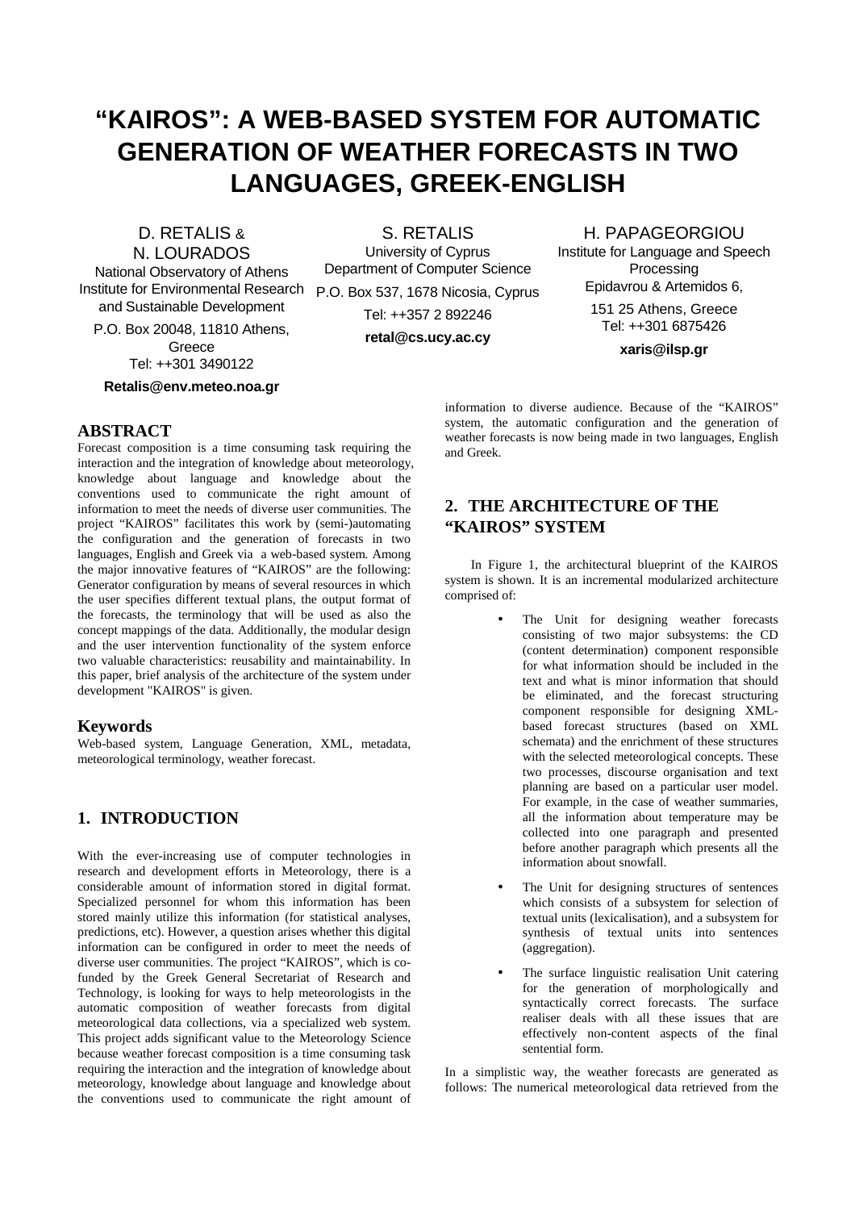# "KAIROS": A WEB-BASED SYSTEM FOR AUTOMATIC GENERATION OF WEATHER FORECASTS IN TWO LANGUAGES, GREEK-ENGLISH

D. RETALIS & N. LOURADOS
National Observatory of Athens
Institute for Environmental Research and Sustainable Development
P.O. Box 20048, 11810 Athens, Greece
Tel: ++301 3490122
**Retalis@env.meteo.noa.gr**

S. RETALIS
University of Cyprus
Department of Computer Science
P.O. Box 537, 1678 Nicosia, Cyprus
Tel: ++357 2 892246
**retal@cs.ucy.ac.cy**

H. PAPAGEORGIOU
Institute for Language and Speech Processing
Epidavrou & Artemidos 6,
151 25 Athens, Greece
Tel: ++301 6875426
**xaris@ilsp.gr**

## ABSTRACT

Forecast composition is a time consuming task requiring the interaction and the integration of knowledge about meteorology, knowledge about language and knowledge about the conventions used to communicate the right amount of information to meet the needs of diverse user communities. The project "KAIROS" facilitates this work by (semi-)automating the configuration and the generation of forecasts in two languages, English and Greek via a web-based system. Among the major innovative features of "KAIROS" are the following: Generator configuration by means of several resources in which the user specifies different textual plans, the output format of the forecasts, the terminology that will be used as also the concept mappings of the data. Additionally, the modular design and the user intervention functionality of the system enforce two valuable characteristics: reusability and maintainability. In this paper, brief analysis of the architecture of the system under development "KAIROS" is given.

### Keywords

Web-based system, Language Generation, XML, metadata, meteorological terminology, weather forecast.

## 1. INTRODUCTION

With the ever-increasing use of computer technologies in research and development efforts in Meteorology, there is a considerable amount of information stored in digital format. Specialized personnel for whom this information has been stored mainly utilize this information (for statistical analyses, predictions, etc). However, a question arises whether this digital information can be configured in order to meet the needs of diverse user communities. The project "KAIROS", which is co-funded by the Greek General Secretariat of Research and Technology, is looking for ways to help meteorologists in the automatic composition of weather forecasts from digital meteorological data collections, via a specialized web system. This project adds significant value to the Meteorology Science because weather forecast composition is a time consuming task requiring the interaction and the integration of knowledge about meteorology, knowledge about language and knowledge about the conventions used to communicate the right amount of information to diverse audience. Because of the "KAIROS" system, the automatic configuration and the generation of weather forecasts is now being made in two languages, English and Greek.

## 2. THE ARCHITECTURE OF THE "KAIROS" SYSTEM

In Figure 1, the architectural blueprint of the KAIROS system is shown. It is an incremental modularized architecture comprised of:

- The Unit for designing weather forecasts consisting of two major subsystems: the CD (content determination) component responsible for what information should be included in the text and what is minor information that should be eliminated, and the forecast structuring component responsible for designing XML-based forecast structures (based on XML schemata) and the enrichment of these structures with the selected meteorological concepts. These two processes, discourse organisation and text planning are based on a particular user model. For example, in the case of weather summaries, all the information about temperature may be collected into one paragraph and presented before another paragraph which presents all the information about snowfall.
- The Unit for designing structures of sentences which consists of a subsystem for selection of textual units (lexicalisation), and a subsystem for synthesis of textual units into sentences (aggregation).
- The surface linguistic realisation Unit catering for the generation of morphologically and syntactically correct forecasts. The surface realiser deals with all these issues that are effectively non-content aspects of the final sentential form.

In a simplistic way, the weather forecasts are generated as follows: The numerical meteorological data retrieved from the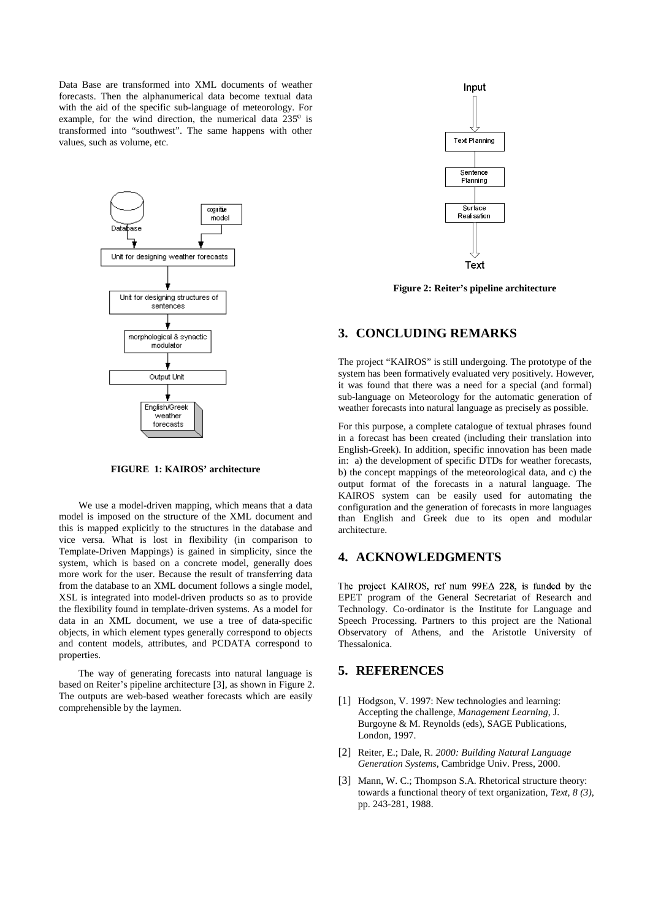Data Base are transformed into XML documents of weather forecasts. Then the alphanumerical data become textual data with the aid of the specific sub-language of meteorology. For example, for the wind direction, the numerical data 235$^{o}$ is transformed into "southwest". The same happens with other values, such as volume, etc.

Database
cognitive model
Unit for designing weather forecasts
Unit for designing structures of sentences
morphological & synactic modulator
Output Unit
English/Greek weather forecasts

**FIGURE 1: KAIROS' architecture**

We use a model-driven mapping, which means that a data model is imposed on the structure of the XML document and this is mapped explicitly to the structures in the database and vice versa. What is lost in flexibility (in comparison to Template-Driven Mappings) is gained in simplicity, since the system, which is based on a concrete model, generally does more work for the user. Because the result of transferring data from the database to an XML document follows a single model, XSL is integrated into model-driven products so as to provide the flexibility found in template-driven systems. As a model for data in an XML document, we use a tree of data-specific objects, in which element types generally correspond to objects and content models, attributes, and PCDATA correspond to properties.

The way of generating forecasts into natural language is based on Reiter's pipeline architecture [3], as shown in Figure 2. The outputs are web-based weather forecasts which are easily comprehensible by the laymen.

Input
Text Planning
Sentence Planning
Surface Realisation
Text

**Figure 2: Reiter's pipeline architecture**

## 3. CONCLUDING REMARKS

The project "KAIROS" is still undergoing. The prototype of the system has been formatively evaluated very positively. However, it was found that there was a need for a special (and formal) sub-language on Meteorology for the automatic generation of weather forecasts into natural language as precisely as possible.

For this purpose, a complete catalogue of textual phrases found in a forecast has been created (including their translation into English-Greek). In addition, specific innovation has been made in: a) the development of specific DTDs for weather forecasts, b) the concept mappings of the meteorological data, and c) the output format of the forecasts in a natural language. The KAIROS system can be easily used for automating the configuration and the generation of forecasts in more languages than English and Greek due to its open and modular architecture.

## 4. ACKNOWLEDGMENTS

The project KAIROS, ref num 99EΔ 228, is funded by the EPET program of the General Secretariat of Research and Technology. Co-ordinator is the Institute for Language and Speech Processing. Partners to this project are the National Observatory of Athens, and the Aristotle University of Thessalonica.

## 5. REFERENCES

[1] Hodgson, V. 1997: New technologies and learning: Accepting the challenge, *Management Learning*, J. Burgoyne & M. Reynolds (eds), SAGE Publications, London, 1997.

[2] Reiter, E.; Dale, R. *2000: Building Natural Language Generation Systems*, Cambridge Univ. Press, 2000.

[3] Mann, W. C.; Thompson S.A. Rhetorical structure theory: towards a functional theory of text organization, *Text, 8 (3)*, pp. 243-281, 1988.